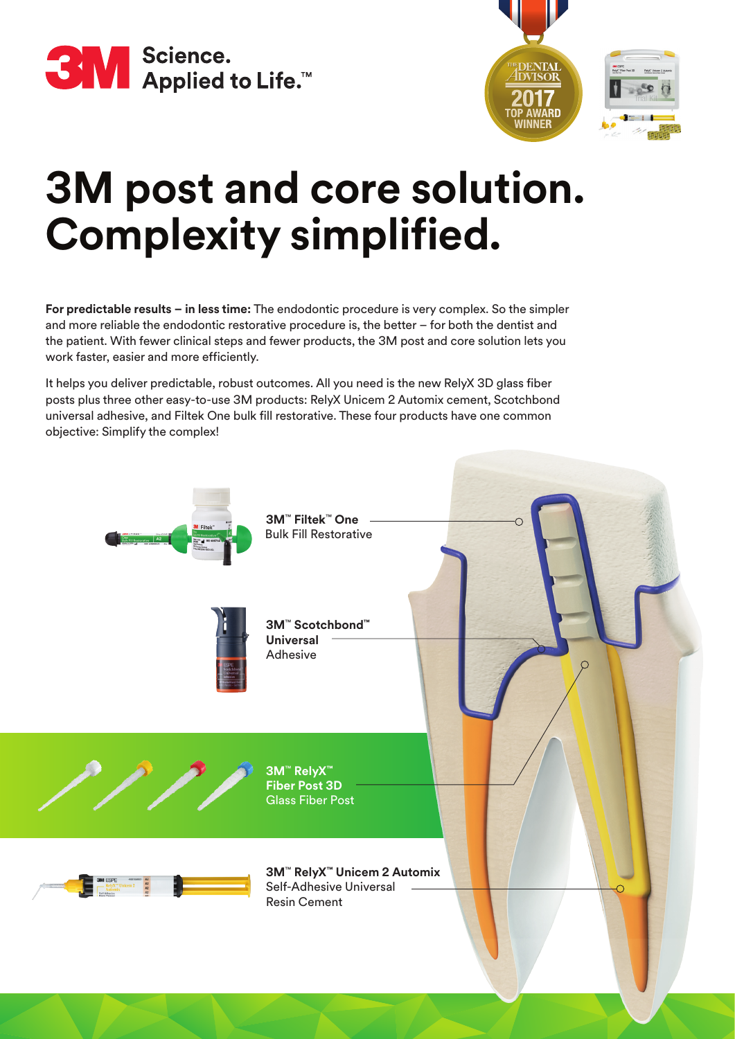3M Science. Applied to Life.™

The Dental Advisor 2017 Top Award Winner

# 3M post and core solution. Complexity simplified.

**For predictable results – in less time:** The endodontic procedure is very complex. So the simpler and more reliable the endodontic restorative procedure is, the better – for both the dentist and the patient. With fewer clinical steps and fewer products, the 3M post and core solution lets you work faster, easier and more efficiently.

It helps you deliver predictable, robust outcomes. All you need is the new RelyX 3D glass fiber posts plus three other easy-to-use 3M products: RelyX Unicem 2 Automix cement, Scotchbond universal adhesive, and Filtek One bulk fill restorative. These four products have one common objective: Simplify the complex!

**3M™ Filtek™ One**
Bulk Fill Restorative

**3M™ Scotchbond™ Universal**
Adhesive

**3M™ RelyX™ Fiber Post 3D**
Glass Fiber Post

**3M™ RelyX™ Unicem 2 Automix**
Self-Adhesive Universal Resin Cement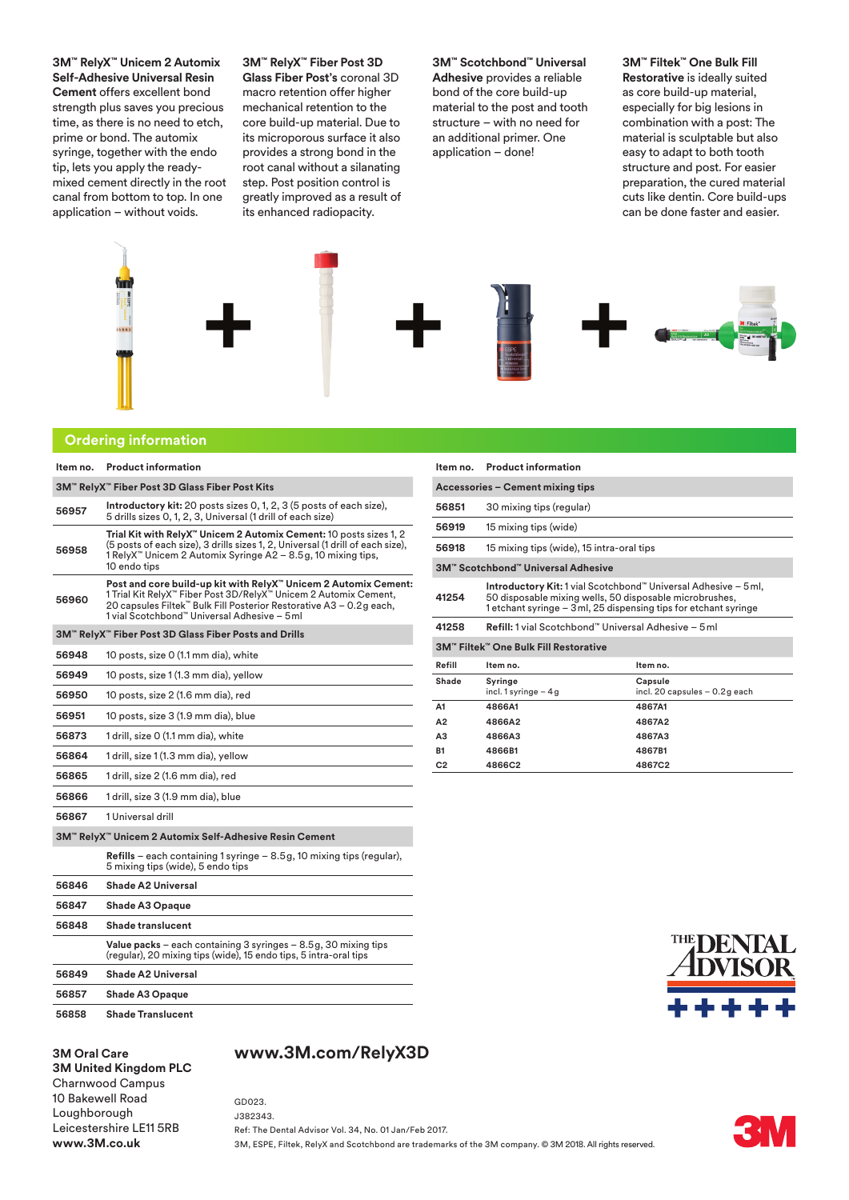**3M™ RelyX™ Unicem 2 Automix Self-Adhesive Universal Resin Cement** offers excellent bond strength plus saves you precious time, as there is no need to etch, prime or bond. The automix syringe, together with the endo tip, lets you apply the ready-mixed cement directly in the root canal from bottom to top. In one application – without voids.

**3M™ RelyX™ Fiber Post 3D Glass Fiber Post's** coronal 3D macro retention offer higher mechanical retention to the core build-up material. Due to its microporous surface it also provides a strong bond in the root canal without a silanating step. Post position control is greatly improved as a result of its enhanced radiopacity.

**3M™ Scotchbond™ Universal Adhesive** provides a reliable bond of the core build-up material to the post and tooth structure – with no need for an additional primer. One application – done!

**3M™ Filtek™ One Bulk Fill Restorative** is ideally suited as core build-up material, especially for big lesions in combination with a post: The material is sculptable but also easy to adapt to both tooth structure and post. For easier preparation, the cured material cuts like dentin. Core build-ups can be done faster and easier.

## Ordering information

| Item no. | Product information |
|---|---|
| **3M™ RelyX™ Fiber Post 3D Glass Fiber Post Kits** | |
| 56957 | **Introductory kit:** 20 posts sizes 0, 1, 2, 3 (5 posts of each size), 5 drills sizes 0, 1, 2, 3, Universal (1 drill of each size) |
| 56958 | **Trial Kit with RelyX™ Unicem 2 Automix Cement:** 10 posts sizes 1, 2 (5 posts of each size), 3 drills sizes 1, 2, Universal (1 drill of each size), 1 RelyX™ Unicem 2 Automix Syringe A2 – 8.5 g, 10 mixing tips, 10 endo tips |
| 56960 | **Post and core build-up kit with RelyX™ Unicem 2 Automix Cement:** 1 Trial Kit RelyX™ Fiber Post 3D/RelyX™ Unicem 2 Automix Cement, 20 capsules Filtek™ Bulk Fill Posterior Restorative A3 – 0.2 g each, 1 vial Scotchbond™ Universal Adhesive – 5 ml |
| **3M™ RelyX™ Fiber Post 3D Glass Fiber Posts and Drills** | |
| 56948 | 10 posts, size 0 (1.1 mm dia), white |
| 56949 | 10 posts, size 1 (1.3 mm dia), yellow |
| 56950 | 10 posts, size 2 (1.6 mm dia), red |
| 56951 | 10 posts, size 3 (1.9 mm dia), blue |
| 56873 | 1 drill, size 0 (1.1 mm dia), white |
| 56864 | 1 drill, size 1 (1.3 mm dia), yellow |
| 56865 | 1 drill, size 2 (1.6 mm dia), red |
| 56866 | 1 drill, size 3 (1.9 mm dia), blue |
| 56867 | 1 Universal drill |
| **3M™ RelyX™ Unicem 2 Automix Self-Adhesive Resin Cement** | |
| | **Refills** – each containing 1 syringe – 8.5 g, 10 mixing tips (regular), 5 mixing tips (wide), 5 endo tips |
| 56846 | **Shade A2 Universal** |
| 56847 | **Shade A3 Opaque** |
| 56848 | **Shade translucent** |
| | **Value packs** – each containing 3 syringes – 8.5 g, 30 mixing tips (regular), 20 mixing tips (wide), 15 endo tips, 5 intra-oral tips |
| 56849 | **Shade A2 Universal** |
| 56857 | **Shade A3 Opaque** |
| 56858 | **Shade Translucent** |

| Item no. | Product information |
|---|---|
| **Accessories – Cement mixing tips** | |
| 56851 | 30 mixing tips (regular) |
| 56919 | 15 mixing tips (wide) |
| 56918 | 15 mixing tips (wide), 15 intra-oral tips |
| **3M™ Scotchbond™ Universal Adhesive** | |
| 41254 | **Introductory Kit:** 1 vial Scotchbond™ Universal Adhesive – 5 ml, 50 disposable mixing wells, 50 disposable microbrushes, 1 etchant syringe – 3 ml, 25 dispensing tips for etchant syringe |
| 41258 | **Refill:** 1 vial Scotchbond™ Universal Adhesive – 5 ml |

**3M™ Filtek™ One Bulk Fill Restorative**

| Refill | Item no. | Item no. |
|---|---|---|
| Shade | Syringe incl. 1 syringe – 4 g | Capsule incl. 20 capsules – 0.2 g each |
| A1 | 4866A1 | 4867A1 |
| A2 | 4866A2 | 4867A2 |
| A3 | 4866A3 | 4867A3 |
| B1 | 4866B1 | 4867B1 |
| C2 | 4866C2 | 4867C2 |

**3M Oral Care**
**3M United Kingdom PLC**
Charnwood Campus
10 Bakewell Road
Loughborough
Leicestershire LE11 5RB
**www.3M.co.uk**

## www.3M.com/RelyX3D

GD023.
J382343.
Ref: The Dental Advisor Vol. 34, No. 01 Jan/Feb 2017.
3M, ESPE, Filtek, RelyX and Scotchbond are trademarks of the 3M company. © 3M 2018. All rights reserved.